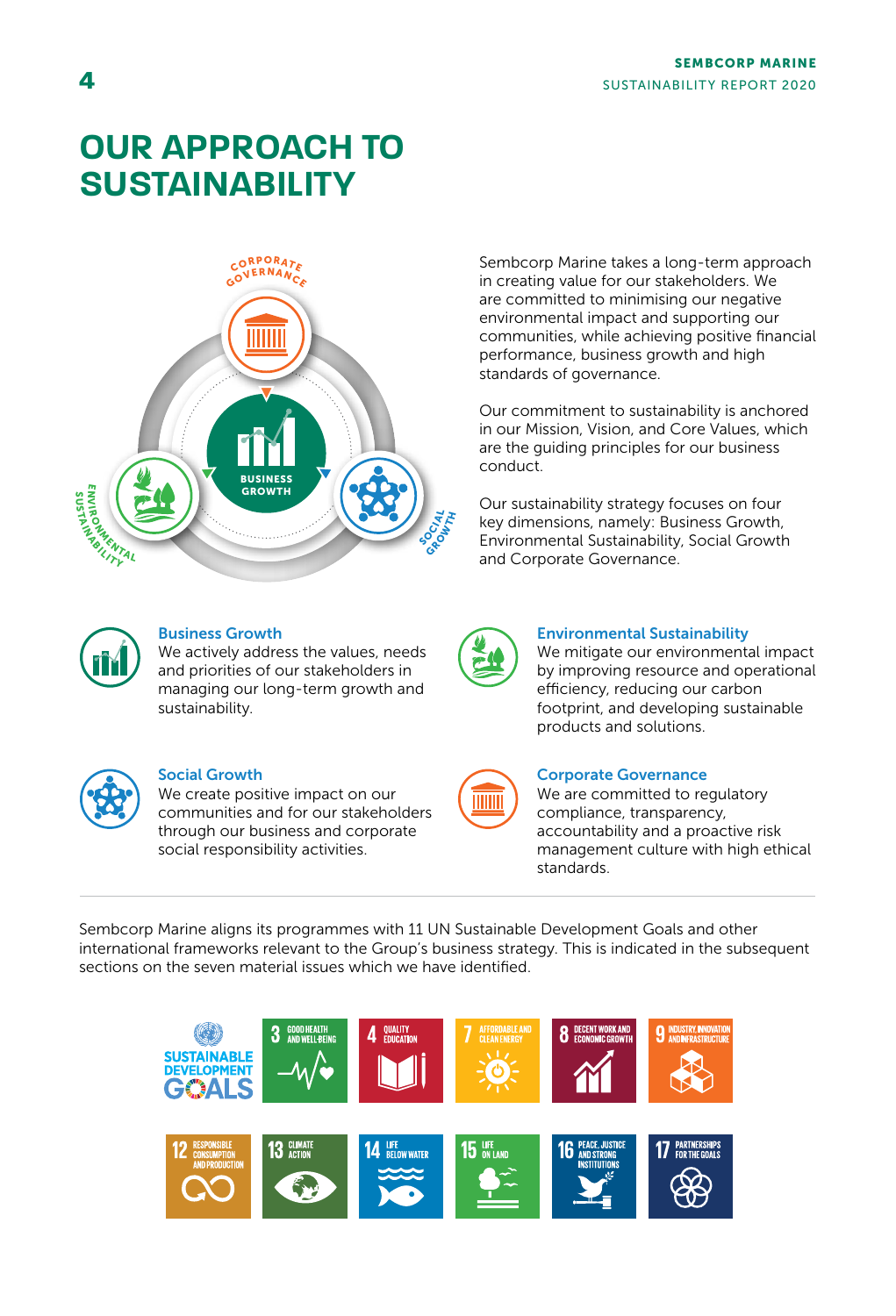# OUR APPROACH TO SUSTAINABILITY

Sembcorp Marine takes a long-term approach in creating value for our stakeholders. We are committed to minimising our negative environmental impact and supporting our communities, while achieving positive financial performance, business growth and high standards of governance.

Our commitment to sustainability is anchored in our Mission, Vision, and Core Values, which are the guiding principles for our business conduct.

Our sustainability strategy focuses on four key dimensions, namely: Business Growth, Environmental Sustainability, Social Growth and Corporate Governance.

### Business Growth

We actively address the values, needs and priorities of our stakeholders in managing our long-term growth and sustainability.

### Environmental Sustainability

We mitigate our environmental impact by improving resource and operational efficiency, reducing our carbon footprint, and developing sustainable products and solutions.

### Social Growth

We create positive impact on our communities and for our stakeholders through our business and corporate social responsibility activities.

### Corporate Governance

We are committed to regulatory compliance, transparency, accountability and a proactive risk management culture with high ethical standards.

---

Sembcorp Marine aligns its programmes with 11 UN Sustainable Development Goals and other international frameworks relevant to the Group's business strategy. This is indicated in the subsequent sections on the seven material issues which we have identified.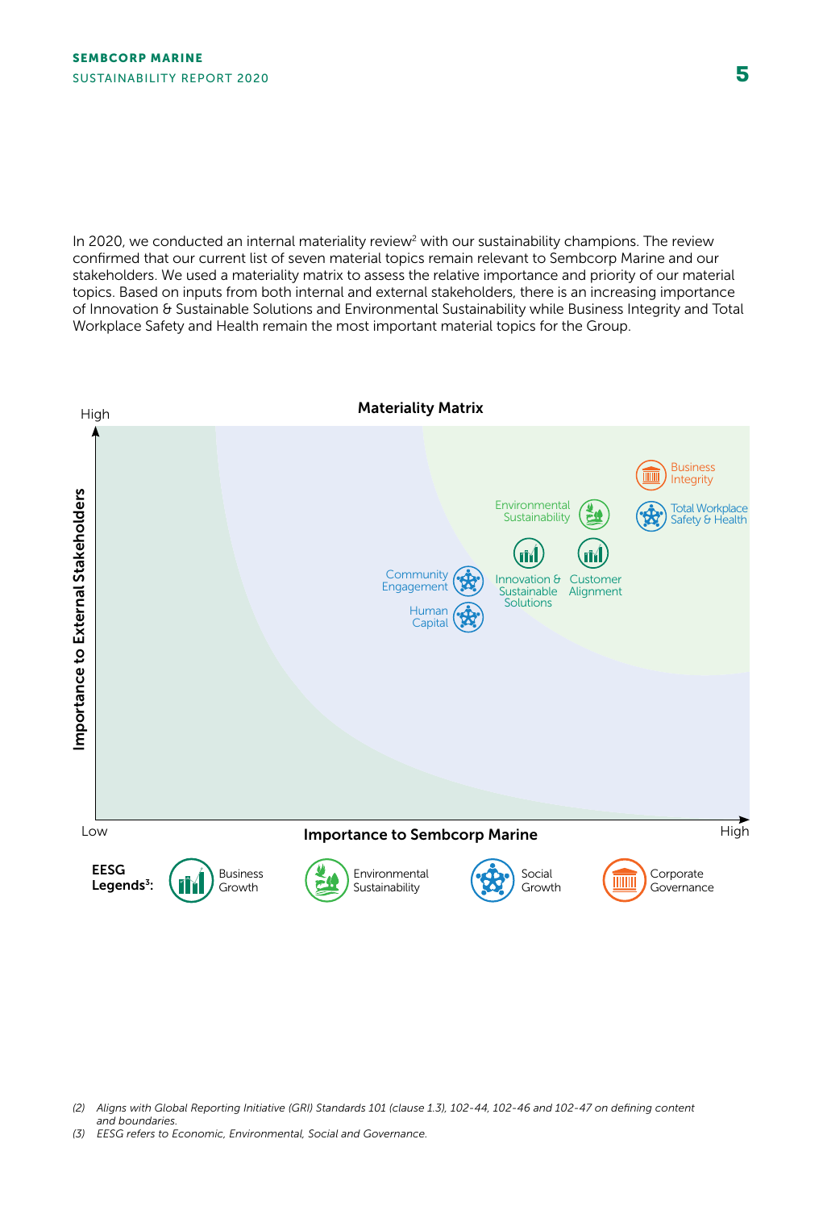In 2020, we conducted an internal materiality review[2] with our sustainability champions. The review confirmed that our current list of seven material topics remain relevant to Sembcorp Marine and our stakeholders. We used a materiality matrix to assess the relative importance and priority of our material topics. Based on inputs from both internal and external stakeholders, there is an increasing importance of Innovation & Sustainable Solutions and Environmental Sustainability while Business Integrity and Total Workplace Safety and Health remain the most important material topics for the Group.

**Materiality Matrix**

High

Importance to External Stakeholders

Business Integrity

Environmental Sustainability

Total Workplace Safety & Health

Community Engagement

Innovation & Sustainable Solutions

Customer Alignment

Human Capital

Low

Importance to Sembcorp Marine

High

**EESG Legends[3]:** Business Growth | Environmental Sustainability | Social Growth | Corporate Governance

*(2) Aligns with Global Reporting Initiative (GRI) Standards 101 (clause 1.3), 102-44, 102-46 and 102-47 on defining content and boundaries.*

*(3) EESG refers to Economic, Environmental, Social and Governance.*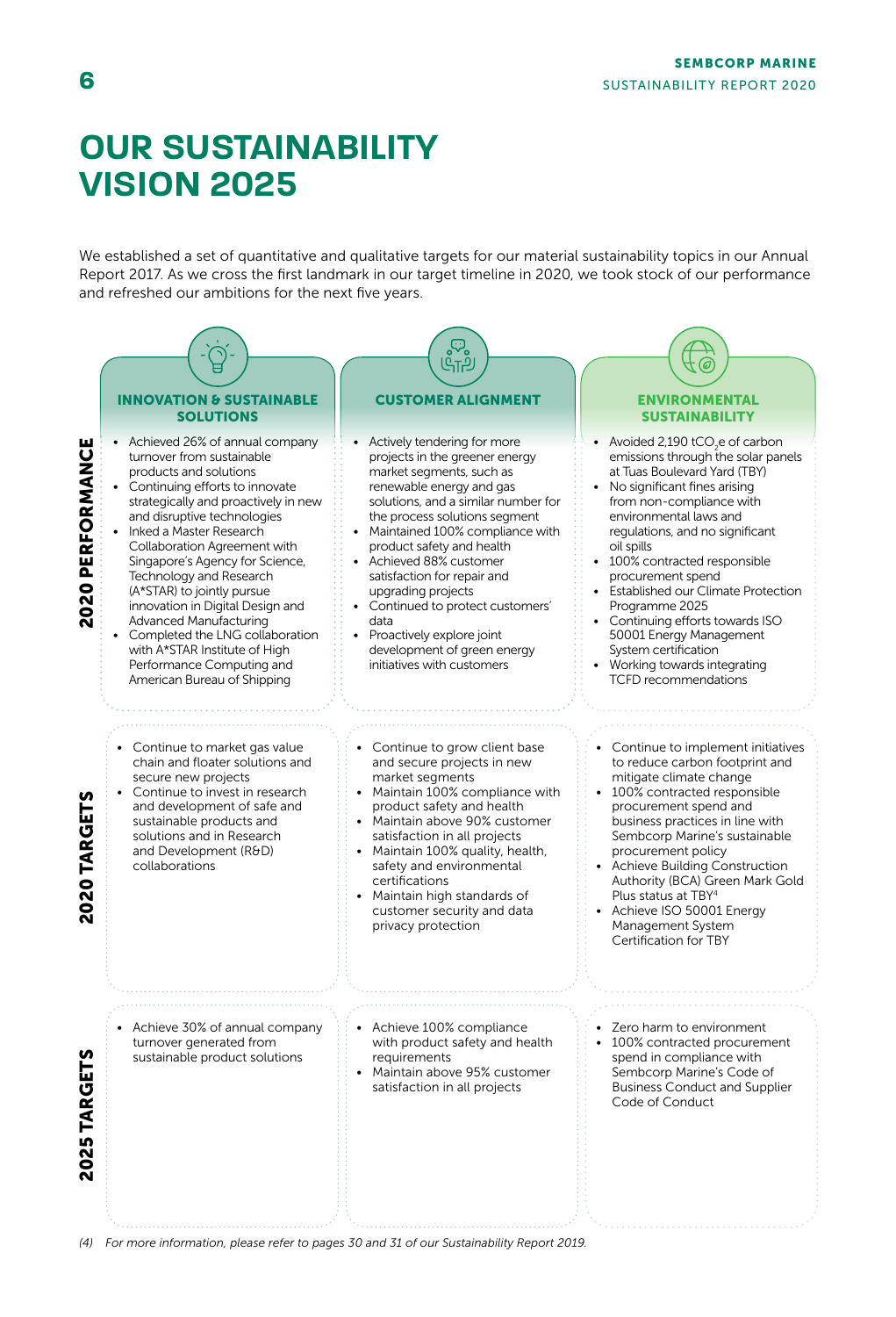# OUR SUSTAINABILITY VISION 2025

We established a set of quantitative and qualitative targets for our material sustainability topics in our Annual Report 2017. As we cross the first landmark in our target timeline in 2020, we took stock of our performance and refreshed our ambitions for the next five years.

| | INNOVATION & SUSTAINABLE SOLUTIONS | CUSTOMER ALIGNMENT | ENVIRONMENTAL SUSTAINABILITY |
|---|---|---|---|
| **2020 PERFORMANCE** | • Achieved 26% of annual company turnover from sustainable products and solutions<br>• Continuing efforts to innovate strategically and proactively in new and disruptive technologies<br>• Inked a Master Research Collaboration Agreement with Singapore's Agency for Science, Technology and Research (A*STAR) to jointly pursue innovation in Digital Design and Advanced Manufacturing<br>• Completed the LNG collaboration with A*STAR Institute of High Performance Computing and American Bureau of Shipping | • Actively tendering for more projects in the greener energy market segments, such as renewable energy and gas solutions, and a similar number for the process solutions segment<br>• Maintained 100% compliance with product safety and health<br>• Achieved 88% customer satisfaction for repair and upgrading projects<br>• Continued to protect customers' data<br>• Proactively explore joint development of green energy initiatives with customers | • Avoided 2,190 $tCO_2e$ of carbon emissions through the solar panels at Tuas Boulevard Yard (TBY)<br>• No significant fines arising from non-compliance with environmental laws and regulations, and no significant oil spills<br>• 100% contracted responsible procurement spend<br>• Established our Climate Protection Programme 2025<br>• Continuing efforts towards ISO 50001 Energy Management System certification<br>• Working towards integrating TCFD recommendations |
| **2020 TARGETS** | • Continue to market gas value chain and floater solutions and secure new projects<br>• Continue to invest in research and development of safe and sustainable products and solutions and in Research and Development (R&D) collaborations | • Continue to grow client base and secure projects in new market segments<br>• Maintain 100% compliance with product safety and health<br>• Maintain above 90% customer satisfaction in all projects<br>• Maintain 100% quality, health, safety and environmental certifications<br>• Maintain high standards of customer security and data privacy protection | • Continue to implement initiatives to reduce carbon footprint and mitigate climate change<br>• 100% contracted responsible procurement spend and business practices in line with Sembcorp Marine's sustainable procurement policy<br>• Achieve Building Construction Authority (BCA) Green Mark Gold Plus status at TBY[4]<br>• Achieve ISO 50001 Energy Management System Certification for TBY |
| **2025 TARGETS** | • Achieve 30% of annual company turnover generated from sustainable product solutions | • Achieve 100% compliance with product safety and health requirements<br>• Maintain above 95% customer satisfaction in all projects | • Zero harm to environment<br>• 100% contracted responsible procurement spend in compliance with Sembcorp Marine's Code of Business Conduct and Supplier Code of Conduct |

*(4) For more information, please refer to pages 30 and 31 of our Sustainability Report 2019.*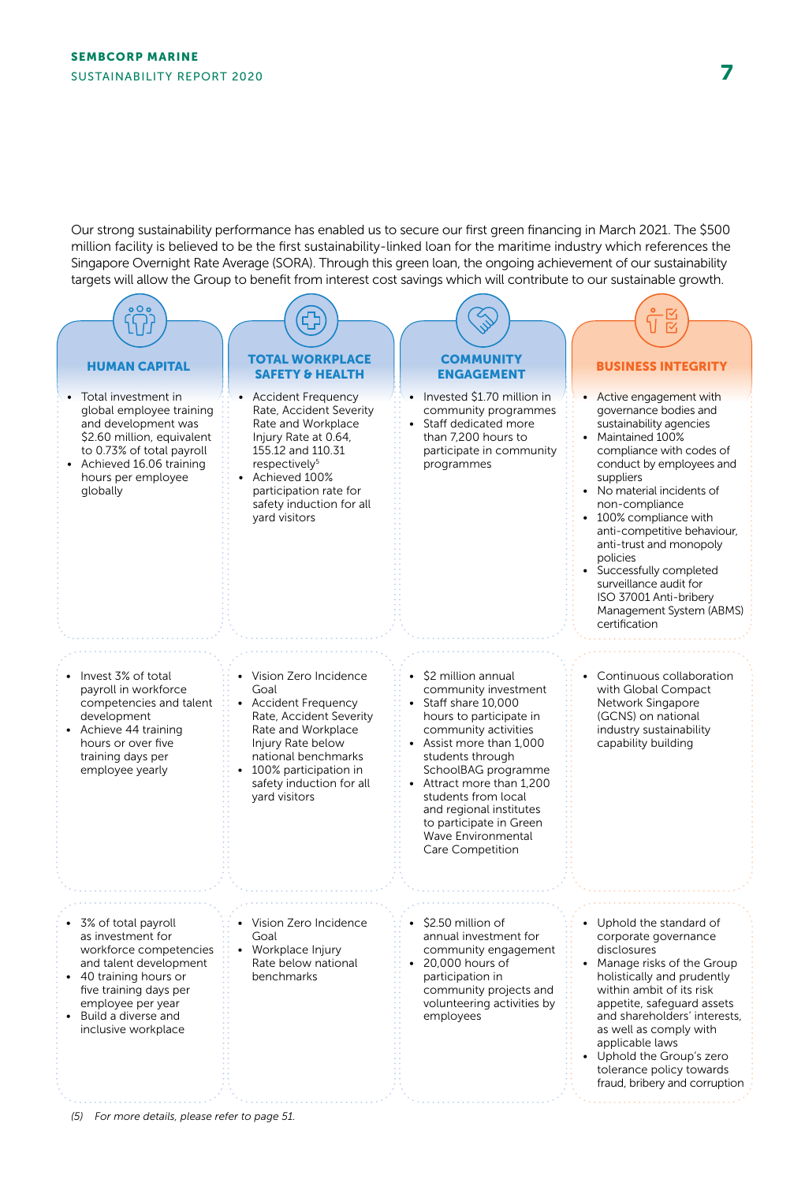Our strong sustainability performance has enabled us to secure our first green financing in March 2021. The $500 million facility is believed to be the first sustainability-linked loan for the maritime industry which references the Singapore Overnight Rate Average (SORA). Through this green loan, the ongoing achievement of our sustainability targets will allow the Group to benefit from interest cost savings which will contribute to our sustainable growth.

| HUMAN CAPITAL | TOTAL WORKPLACE SAFETY & HEALTH | COMMUNITY ENGAGEMENT | BUSINESS INTEGRITY |
|---|---|---|---|
| • Total investment in global employee training and development was $2.60 million, equivalent to 0.73% of total payroll<br>• Achieved 16.06 training hours per employee globally | • Accident Frequency Rate, Accident Severity Rate and Workplace Injury Rate at 0.64, 155.12 and 110.31 respectively[5]<br>• Achieved 100% participation rate for safety induction for all yard visitors | • Invested $1.70 million in community programmes<br>• Staff dedicated more than 7,200 hours to participate in community programmes | • Active engagement with governance bodies and sustainability agencies<br>• Maintained 100% compliance with codes of conduct by employees and suppliers<br>• No material incidents of non-compliance<br>• 100% compliance with anti-competitive behaviour, anti-trust and monopoly policies<br>• Successfully completed surveillance audit for ISO 37001 Anti-bribery Management System (ABMS) certification |
| • Invest 3% of total payroll in workforce competencies and talent development<br>• Achieve 44 training hours or over five training days per employee yearly | • Vision Zero Incidence Goal<br>• Accident Frequency Rate, Accident Severity Rate and Workplace Injury Rate below national benchmarks<br>• 100% participation in safety induction for all yard visitors | • $2 million annual community investment<br>• Staff share 10,000 hours to participate in community activities<br>• Assist more than 1,000 students through SchoolBAG programme<br>• Attract more than 1,200 students from local and regional institutes to participate in Green Wave Environmental Care Competition | • Continuous collaboration with Global Compact Network Singapore (GCNS) on national industry sustainability capability building |
| • 3% of total payroll as investment for workforce competencies and talent development<br>• 40 training hours or five training days per employee per year<br>• Build a diverse and inclusive workplace | • Vision Zero Incidence Goal<br>• Workplace Injury Rate below national benchmarks | • $2.50 million of annual investment for community engagement<br>• 20,000 hours of participation in community projects and volunteering activities by employees | • Uphold the standard of corporate governance disclosures<br>• Manage risks of the Group holistically and prudently within ambit of its risk appetite, safeguard assets and shareholders' interests, as well as comply with applicable laws<br>• Uphold the Group's zero tolerance policy towards fraud, bribery and corruption |

*(5) For more details, please refer to page 51.*